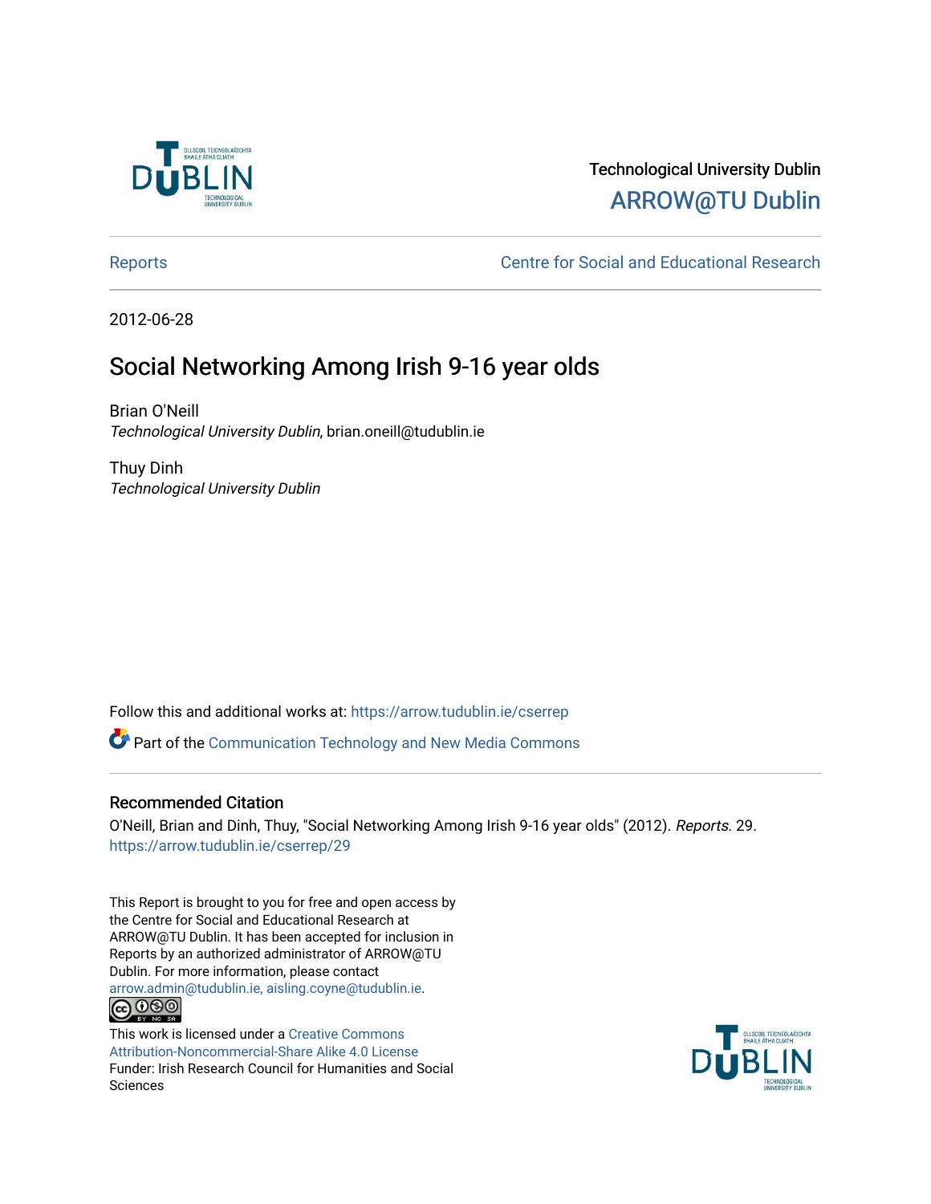Technological University Dublin

ARROW@TU Dublin

Reports | Centre for Social and Educational Research

2012-06-28

# Social Networking Among Irish 9-16 year olds

Brian O'Neill
*Technological University Dublin*, brian.oneill@tudublin.ie

Thuy Dinh
*Technological University Dublin*

Follow this and additional works at: https://arrow.tudublin.ie/cserrep

Part of the Communication Technology and New Media Commons

## Recommended Citation

O'Neill, Brian and Dinh, Thuy, "Social Networking Among Irish 9-16 year olds" (2012). *Reports*. 29.
https://arrow.tudublin.ie/cserrep/29

This Report is brought to you for free and open access by the Centre for Social and Educational Research at ARROW@TU Dublin. It has been accepted for inclusion in Reports by an authorized administrator of ARROW@TU Dublin. For more information, please contact arrow.admin@tudublin.ie, aisling.coyne@tudublin.ie.

This work is licensed under a Creative Commons Attribution-Noncommercial-Share Alike 4.0 License
Funder: Irish Research Council for Humanities and Social Sciences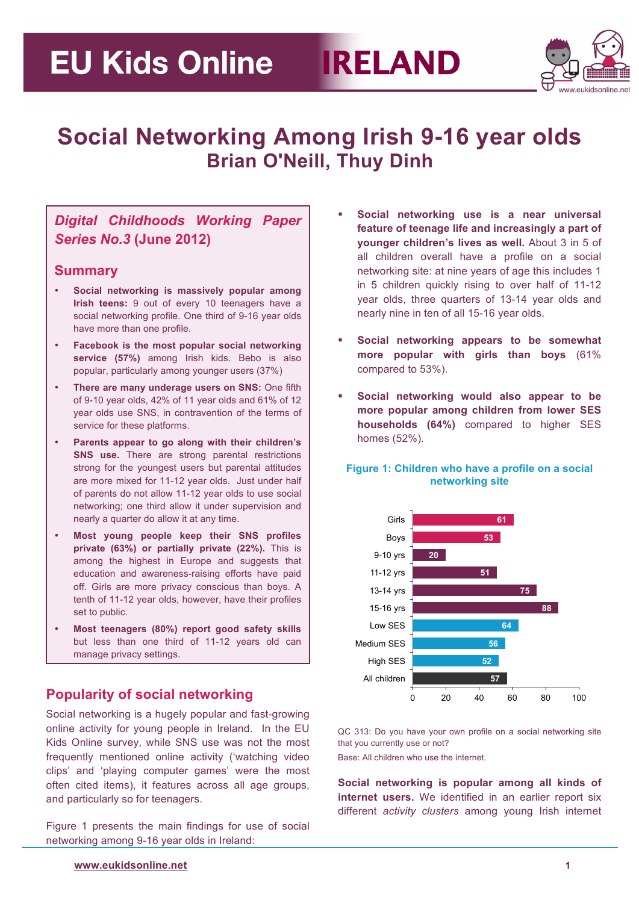# EU Kids Online IRELAND

# Social Networking Among Irish 9-16 year olds

## Brian O'Neill, Thuy Dinh

*Digital Childhoods Working Paper Series No.3* (June 2012)

### Summary

- **Social networking is massively popular among Irish teens:** 9 out of every 10 teenagers have a social networking profile. One third of 9-16 year olds have more than one profile.
- **Facebook is the most popular social networking service (57%)** among Irish kids. Bebo is also popular, particularly among younger users (37%)
- **There are many underage users on SNS:** One fifth of 9-10 year olds, 42% of 11 year olds and 61% of 12 year olds use SNS, in contravention of the terms of service for these platforms.
- **Parents appear to go along with their children's SNS use.** There are strong parental restrictions strong for the youngest users but parental attitudes are more mixed for 11-12 year olds. Just under half of parents do not allow 11-12 year olds to use social networking; one third allow it under supervision and nearly a quarter do allow it at any time.
- **Most young people keep their SNS profiles private (63%) or partially private (22%).** This is among the highest in Europe and suggests that education and awareness-raising efforts have paid off. Girls are more privacy conscious than boys. A tenth of 11-12 year olds, however, have their profiles set to public.
- **Most teenagers (80%) report good safety skills** but less than one third of 11-12 years old can manage privacy settings.

## Popularity of social networking

Social networking is a hugely popular and fast-growing online activity for young people in Ireland. In the EU Kids Online survey, while SNS use was not the most frequently mentioned online activity ('watching video clips' and 'playing computer games' were the most often cited items), it features across all age groups, and particularly so for teenagers.

Figure 1 presents the main findings for use of social networking among 9-16 year olds in Ireland:

- **Social networking use is a near universal feature of teenage life and increasingly a part of younger children's lives as well.** About 3 in 5 of all children overall have a profile on a social networking site: at nine years of age this includes 1 in 5 children quickly rising to over half of 11-12 year olds, three quarters of 13-14 year olds and nearly nine in ten of all 15-16 year olds.
- **Social networking appears to be somewhat more popular with girls than boys** (61% compared to 53%).
- **Social networking would also appear to be more popular among children from lower SES households (64%)** compared to higher SES homes (52%).

**Figure 1: Children who have a profile on a social networking site**

| Group | % |
|---|---|
| Girls | 61 |
| Boys | 53 |
| 9-10 yrs | 20 |
| 11-12 yrs | 51 |
| 13-14 yrs | 75 |
| 15-16 yrs | 88 |
| Low SES | 64 |
| Medium SES | 56 |
| High SES | 52 |
| All children | 57 |

QC 313: Do you have your own profile on a social networking site that you currently use or not?

Base: All children who use the internet.

**Social networking is popular among all kinds of internet users.** We identified in an earlier report six different *activity clusters* among young Irish internet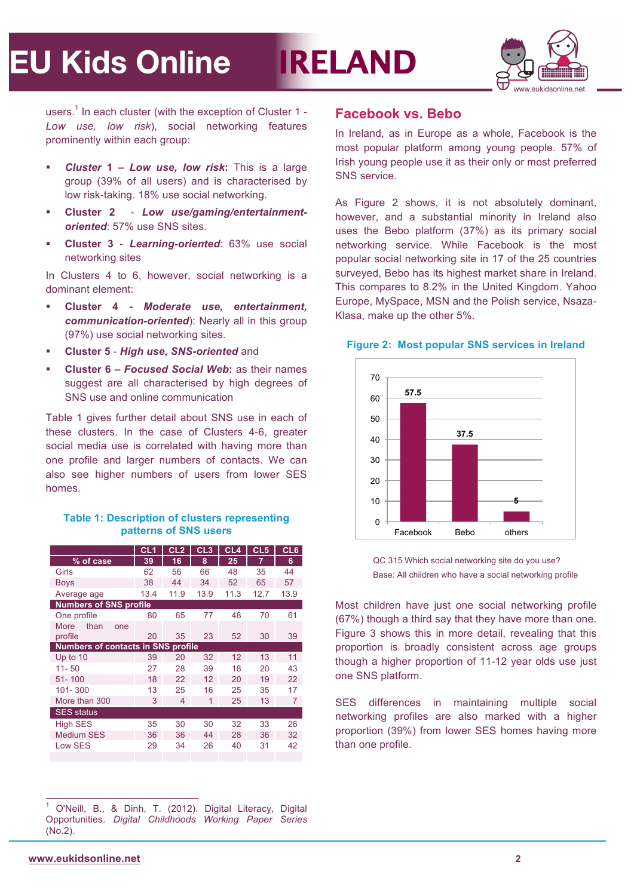users.[1] In each cluster (with the exception of Cluster 1 - *Low use, low risk*), social networking features prominently within each group:

- **Cluster 1 – *Low use, low risk***: This is a large group (39% of all users) and is characterised by low risk-taking. 18% use social networking.
- **Cluster 2 - *Low use/gaming/entertainment-oriented***: 57% use SNS sites.
- **Cluster 3 - *Learning-oriented***: 63% use social networking sites

In Clusters 4 to 6, however, social networking is a dominant element:

- **Cluster 4 - *Moderate use, entertainment, communication-oriented***): Nearly all in this group (97%) use social networking sites.
- **Cluster 5** - ***High use, SNS-oriented*** and
- **Cluster 6 – *Focused Social Web***: as their names suggest are all characterised by high degrees of SNS use and online communication

Table 1 gives further detail about SNS use in each of these clusters. In the case of Clusters 4-6, greater social media use is correlated with having more than one profile and larger numbers of contacts. We can also see higher numbers of users from lower SES homes.

**Table 1: Description of clusters representing patterns of SNS users**

| | CL1 | CL2 | CL3 | CL4 | CL5 | CL6 |
|---|---|---|---|---|---|---|
| % of case | 39 | 16 | 8 | 25 | 7 | 6 |
| Girls | 62 | 56 | 66 | 48 | 35 | 44 |
| Boys | 38 | 44 | 34 | 52 | 65 | 57 |
| Average age | 13.4 | 11.9 | 13.9 | 11.3 | 12.7 | 13.9 |
| **Numbers of SNS profile** | | | | | | |
| One profile | 80 | 65 | 77 | 48 | 70 | 61 |
| More than one profile | 20 | 35 | 23 | 52 | 30 | 39 |
| **Numbers of contacts in SNS profile** | | | | | | |
| Up to 10 | 39 | 20 | 32 | 12 | 13 | 11 |
| 11- 50 | 27 | 28 | 39 | 18 | 20 | 43 |
| 51- 100 | 18 | 22 | 12 | 20 | 19 | 22 |
| 101- 300 | 13 | 25 | 16 | 25 | 35 | 17 |
| More than 300 | 3 | 4 | 1 | 25 | 13 | 7 |
| **SES status** | | | | | | |
| High SES | 35 | 30 | 30 | 32 | 33 | 26 |
| Medium SES | 36 | 36 | 44 | 28 | 36 | 32 |
| Low SES | 29 | 34 | 26 | 40 | 31 | 42 |

## Facebook vs. Bebo

In Ireland, as in Europe as a whole, Facebook is the most popular platform among young people. 57% of Irish young people use it as their only or most preferred SNS service.

As Figure 2 shows, it is not absolutely dominant, however, and a substantial minority in Ireland also uses the Bebo platform (37%) as its primary social networking service. While Facebook is the most popular social networking site in 17 of the 25 countries surveyed, Bebo has its highest market share in Ireland. This compares to 8.2% in the United Kingdom. Yahoo Europe, MySpace, MSN and the Polish service, Nsaza-Klasa, make up the other 5%.

**Figure 2: Most popular SNS services in Ireland**

| | Facebook | Bebo | others |
|---|---|---|---|
| % | 57.5 | 37.5 | 5 |

QC 315 Which social networking site do you use?
Base: All children who have a social networking profile

Most children have just one social networking profile (67%) though a third say that they have more than one. Figure 3 shows this in more detail, revealing that this proportion is broadly consistent across age groups though a higher proportion of 11-12 year olds use just one SNS platform.

SES differences in maintaining multiple social networking profiles are also marked with a higher proportion (39%) from lower SES homes having more than one profile.

[1] O'Neill, B., & Dinh, T. (2012). Digital Literacy, Digital Opportunities. *Digital Childhoods Working Paper Series* (No.2).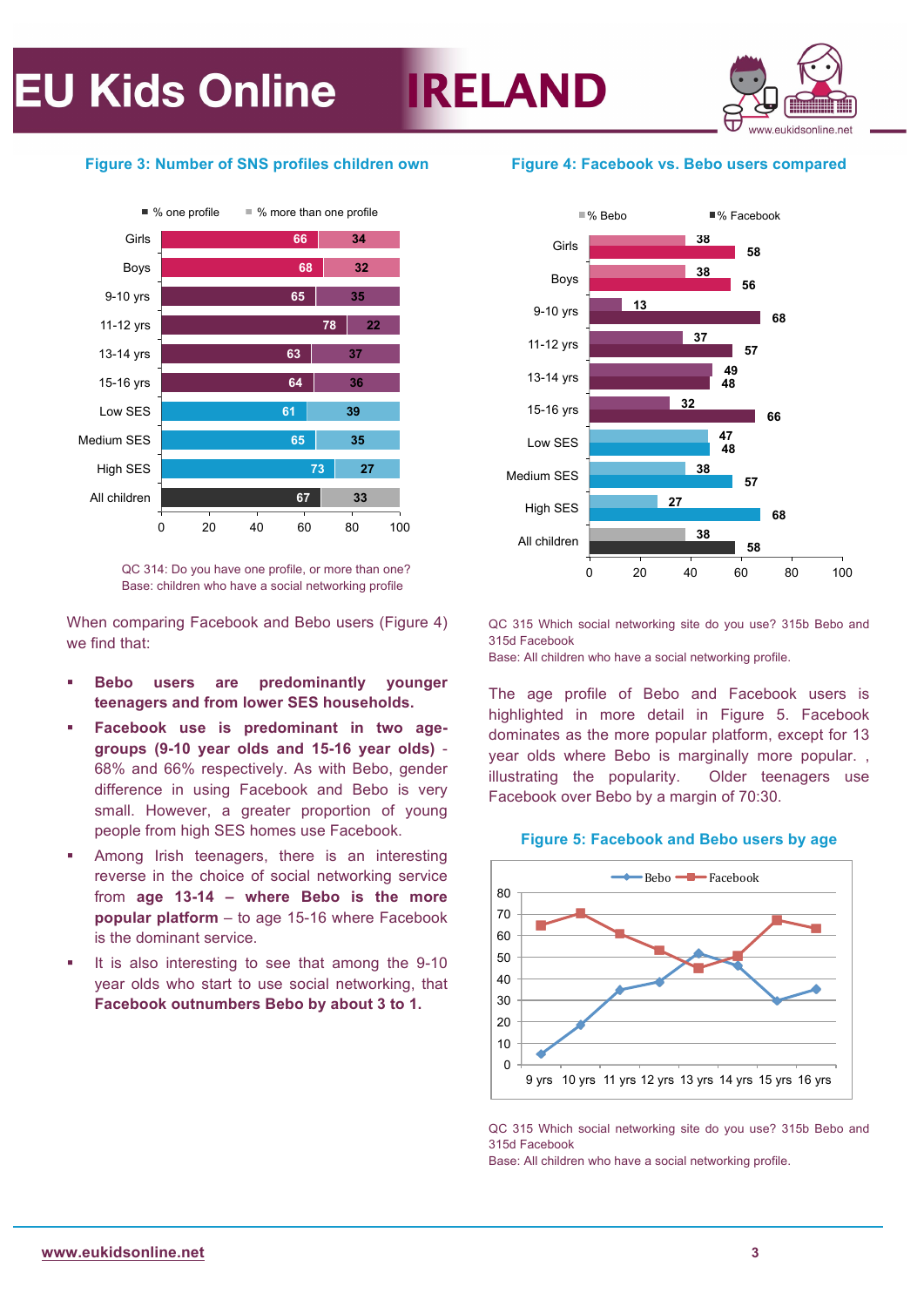### Figure 3: Number of SNS profiles children own

| | % one profile | % more than one profile |
|---|---|---|
| Girls | 66 | 34 |
| Boys | 68 | 32 |
| 9-10 yrs | 65 | 35 |
| 11-12 yrs | 78 | 22 |
| 13-14 yrs | 63 | 37 |
| 15-16 yrs | 64 | 36 |
| Low SES | 61 | 39 |
| Medium SES | 65 | 35 |
| High SES | 73 | 27 |
| All children | 67 | 33 |

QC 314: Do you have one profile, or more than one?
Base: children who have a social networking profile

When comparing Facebook and Bebo users (Figure 4) we find that:

- **Bebo users are predominantly younger teenagers and from lower SES households.**
- **Facebook use is predominant in two age-groups (9-10 year olds and 15-16 year olds)** - 68% and 66% respectively. As with Bebo, gender difference in using Facebook and Bebo is very small. However, a greater proportion of young people from high SES homes use Facebook.
- Among Irish teenagers, there is an interesting reverse in the choice of social networking service from **age 13-14 – where Bebo is the more popular platform** – to age 15-16 where Facebook is the dominant service.
- It is also interesting to see that among the 9-10 year olds who start to use social networking, that **Facebook outnumbers Bebo by about 3 to 1.**

### Figure 4: Facebook vs. Bebo users compared

| | % Bebo | % Facebook |
|---|---|---|
| Girls | 38 | 58 |
| Boys | 38 | 56 |
| 9-10 yrs | 13 | 68 |
| 11-12 yrs | 37 | 57 |
| 13-14 yrs | 49 | 48 |
| 15-16 yrs | 32 | 66 |
| Low SES | 47 | 48 |
| Medium SES | 38 | 57 |
| High SES | 27 | 68 |
| All children | 38 | 58 |

QC 315 Which social networking site do you use? 315b Bebo and 315d Facebook
Base: All children who have a social networking profile.

The age profile of Bebo and Facebook users is highlighted in more detail in Figure 5. Facebook dominates as the more popular platform, except for 13 year olds where Bebo is marginally more popular. , illustrating the popularity. Older teenagers use Facebook over Bebo by a margin of 70:30.

### Figure 5: Facebook and Bebo users by age

| | 9 yrs | 10 yrs | 11 yrs | 12 yrs | 13 yrs | 14 yrs | 15 yrs | 16 yrs |
|---|---|---|---|---|---|---|---|---|
| Bebo | 5 | 19 | 35 | 39 | 52 | 46 | 30 | 35 |
| Facebook | 65 | 70 | 61 | 53 | 45 | 51 | 67 | 63 |

QC 315 Which social networking site do you use? 315b Bebo and 315d Facebook
Base: All children who have a social networking profile.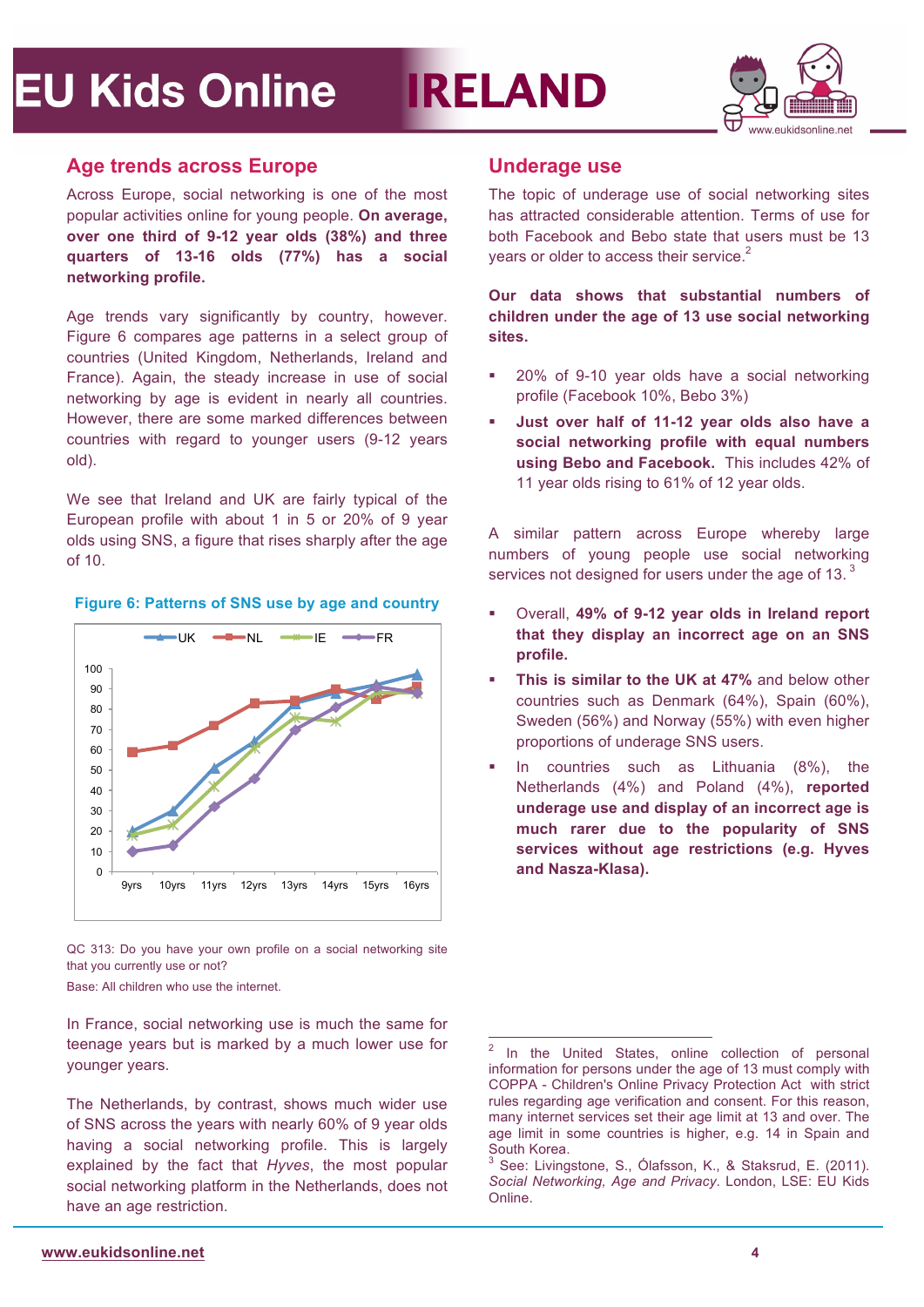## Age trends across Europe

Across Europe, social networking is one of the most popular activities online for young people. **On average, over one third of 9-12 year olds (38%) and three quarters of 13-16 olds (77%) has a social networking profile.**

Age trends vary significantly by country, however. Figure 6 compares age patterns in a select group of countries (United Kingdom, Netherlands, Ireland and France). Again, the steady increase in use of social networking by age is evident in nearly all countries. However, there are some marked differences between countries with regard to younger users (9-12 years old).

We see that Ireland and UK are fairly typical of the European profile with about 1 in 5 or 20% of 9 year olds using SNS, a figure that rises sharply after the age of 10.

**Figure 6: Patterns of SNS use by age and country**

QC 313: Do you have your own profile on a social networking site that you currently use or not?

Base: All children who use the internet.

In France, social networking use is much the same for teenage years but is marked by a much lower use for younger years.

The Netherlands, by contrast, shows much wider use of SNS across the years with nearly 60% of 9 year olds having a social networking profile. This is largely explained by the fact that *Hyves*, the most popular social networking platform in the Netherlands, does not have an age restriction.

## Underage use

The topic of underage use of social networking sites has attracted considerable attention. Terms of use for both Facebook and Bebo state that users must be 13 years or older to access their service.[2]

**Our data shows that substantial numbers of children under the age of 13 use social networking sites.**

- 20% of 9-10 year olds have a social networking profile (Facebook 10%, Bebo 3%)
- **Just over half of 11-12 year olds also have a social networking profile with equal numbers using Bebo and Facebook.** This includes 42% of 11 year olds rising to 61% of 12 year olds.

A similar pattern across Europe whereby large numbers of young people use social networking services not designed for users under the age of 13.[3]

- Overall, **49% of 9-12 year olds in Ireland report that they display an incorrect age on an SNS profile.**
- **This is similar to the UK at 47%** and below other countries such as Denmark (64%), Spain (60%), Sweden (56%) and Norway (55%) with even higher proportions of underage SNS users.
- In countries such as Lithuania (8%), the Netherlands (4%) and Poland (4%), **reported underage use and display of an incorrect age is much rarer due to the popularity of SNS services without age restrictions (e.g. Hyves and Nasza-Klasa).**

---

[2] In the United States, online collection of personal information for persons under the age of 13 must comply with COPPA - Children's Online Privacy Protection Act with strict rules regarding age verification and consent. For this reason, many internet services set their age limit at 13 and over. The age limit in some countries is higher, e.g. 14 in Spain and South Korea.

[3] See: Livingstone, S., Ólafsson, K., & Staksrud, E. (2011). *Social Networking, Age and Privacy*. London, LSE: EU Kids Online.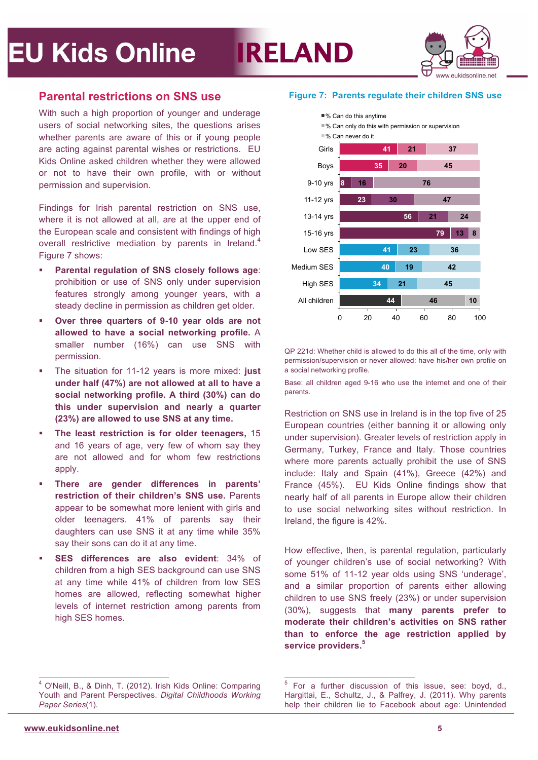## Parental restrictions on SNS use

With such a high proportion of younger and underage users of social networking sites, the questions arises whether parents are aware of this or if young people are acting against parental wishes or restrictions. EU Kids Online asked children whether they were allowed or not to have their own profile, with or without permission and supervision.

Findings for Irish parental restriction on SNS use, where it is not allowed at all, are at the upper end of the European scale and consistent with findings of high overall restrictive mediation by parents in Ireland.[4] Figure 7 shows:

- **Parental regulation of SNS closely follows age**: prohibition or use of SNS only under supervision features strongly among younger years, with a steady decline in permission as children get older.
- **Over three quarters of 9-10 year olds are not allowed to have a social networking profile.** A smaller number (16%) can use SNS with permission.
- The situation for 11-12 years is more mixed: **just under half (47%) are not allowed at all to have a social networking profile. A third (30%) can do this under supervision and nearly a quarter (23%) are allowed to use SNS at any time.**
- **The least restriction is for older teenagers,** 15 and 16 years of age, very few of whom say they are not allowed and for whom few restrictions apply.
- **There are gender differences in parents' restriction of their children's SNS use.** Parents appear to be somewhat more lenient with girls and older teenagers. 41% of parents say their daughters can use SNS it at any time while 35% say their sons can do it at any time.
- **SES differences are also evident**: 34% of children from a high SES background can use SNS at any time while 41% of children from low SES homes are allowed, reflecting somewhat higher levels of internet restriction among parents from high SES homes.

### Figure 7: Parents regulate their children SNS use

| | % Can do this anytime | % Can only do this with permission or supervision | % Can never do it |
|---|---|---|---|
| Girls | 41 | 21 | 37 |
| Boys | 35 | 20 | 45 |
| 9-10 yrs | 8 | 16 | 76 |
| 11-12 yrs | 23 | 30 | 47 |
| 13-14 yrs | 56 | 21 | 24 |
| 15-16 yrs | 79 | 13 | 8 |
| Low SES | 41 | 23 | 36 |
| Medium SES | 40 | 19 | 42 |
| High SES | 34 | 21 | 45 |
| All children | 44 | 46 | 10 |

QP 221d: Whether child is allowed to do this all of the time, only with permission/supervision or never allowed: have his/her own profile on a social networking profile.

Base: all children aged 9-16 who use the internet and one of their parents.

Restriction on SNS use in Ireland is in the top five of 25 European countries (either banning it or allowing only under supervision). Greater levels of restriction apply in Germany, Turkey, France and Italy. Those countries where more parents actually prohibit the use of SNS include: Italy and Spain (41%), Greece (42%) and France (45%). EU Kids Online findings show that nearly half of all parents in Europe allow their children to use social networking sites without restriction. In Ireland, the figure is 42%.

How effective, then, is parental regulation, particularly of younger children's use of social networking? With some 51% of 11-12 year olds using SNS 'underage', and a similar proportion of parents either allowing children to use SNS freely (23%) or under supervision (30%), suggests that **many parents prefer to moderate their children's activities on SNS rather than to enforce the age restriction applied by service providers.**[5]

[4] O'Neill, B., & Dinh, T. (2012). Irish Kids Online: Comparing Youth and Parent Perspectives. *Digital Childhoods Working Paper Series*(1).

[5] For a further discussion of this issue, see: boyd, d., Hargittai, E., Schultz, J., & Palfrey, J. (2011). Why parents help their children lie to Facebook about age: Unintended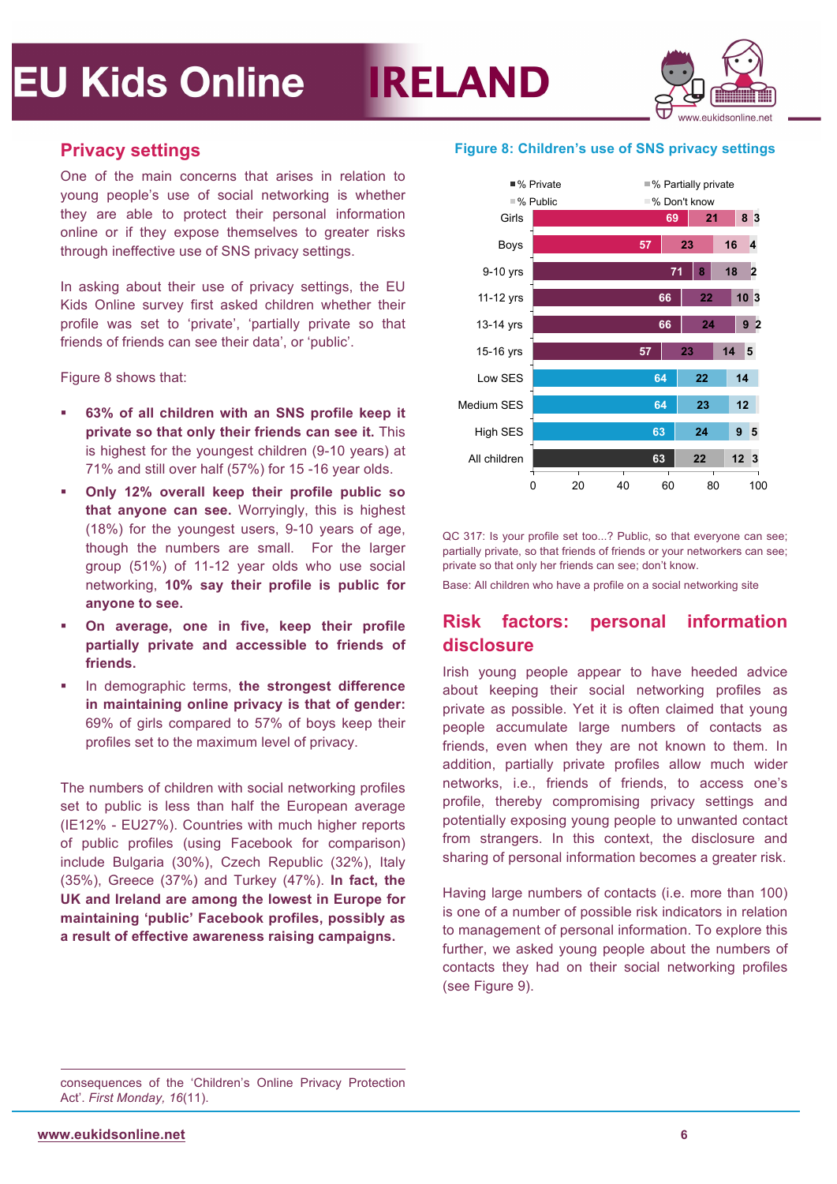## Privacy settings

One of the main concerns that arises in relation to young people's use of social networking is whether they are able to protect their personal information online or if they expose themselves to greater risks through ineffective use of SNS privacy settings.

In asking about their use of privacy settings, the EU Kids Online survey first asked children whether their profile was set to 'private', 'partially private so that friends of friends can see their data', or 'public'.

Figure 8 shows that:

- **63% of all children with an SNS profile keep it private so that only their friends can see it.** This is highest for the youngest children (9-10 years) at 71% and still over half (57%) for 15 -16 year olds.
- **Only 12% overall keep their profile public so that anyone can see.** Worryingly, this is highest (18%) for the youngest users, 9-10 years of age, though the numbers are small. For the larger group (51%) of 11-12 year olds who use social networking, **10% say their profile is public for anyone to see.**
- **On average, one in five, keep their profile partially private and accessible to friends of friends.**
- In demographic terms, **the strongest difference in maintaining online privacy is that of gender:** 69% of girls compared to 57% of boys keep their profiles set to the maximum level of privacy.

The numbers of children with social networking profiles set to public is less than half the European average (IE12% - EU27%). Countries with much higher reports of public profiles (using Facebook for comparison) include Bulgaria (30%), Czech Republic (32%), Italy (35%), Greece (37%) and Turkey (47%). **In fact, the UK and Ireland are among the lowest in Europe for maintaining 'public' Facebook profiles, possibly as a result of effective awareness raising campaigns.**

**Figure 8: Children's use of SNS privacy settings**

| | % Private | % Partially private | % Public | % Don't know |
|---|---|---|---|---|
| Girls | 69 | 21 | 8 | 3 |
| Boys | 57 | 23 | 16 | 4 |
| 9-10 yrs | 71 | 8 | 18 | 2 |
| 11-12 yrs | 66 | 22 | 10 | 3 |
| 13-14 yrs | 66 | 24 | 9 | 2 |
| 15-16 yrs | 57 | 23 | 14 | 5 |
| Low SES | 64 | 22 | 14 | |
| Medium SES | 64 | 23 | 12 | |
| High SES | 63 | 24 | 9 | 5 |
| All children | 63 | 22 | 12 | 3 |

QC 317: Is your profile set too...? Public, so that everyone can see; partially private, so that friends of friends or your networkers can see; private so that only her friends can see; don't know.

Base: All children who have a profile on a social networking site

## Risk factors: personal information disclosure

Irish young people appear to have heeded advice about keeping their social networking profiles as private as possible. Yet it is often claimed that young people accumulate large numbers of contacts as friends, even when they are not known to them. In addition, partially private profiles allow much wider networks, i.e., friends of friends, to access one's profile, thereby compromising privacy settings and potentially exposing young people to unwanted contact from strangers. In this context, the disclosure and sharing of personal information becomes a greater risk.

Having large numbers of contacts (i.e. more than 100) is one of a number of possible risk indicators in relation to management of personal information. To explore this further, we asked young people about the numbers of contacts they had on their social networking profiles (see Figure 9).

consequences of the 'Children's Online Privacy Protection Act'. *First Monday, 16*(11).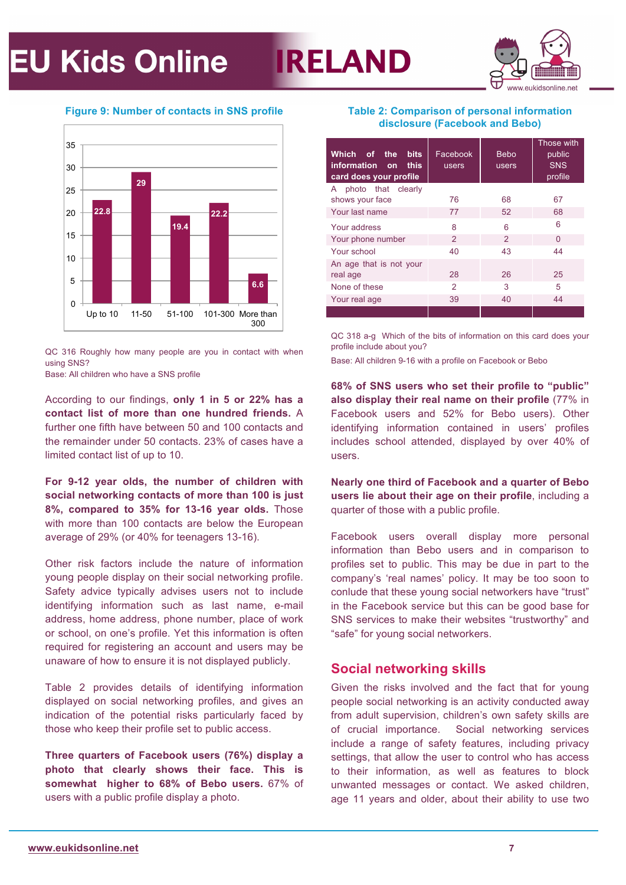**Figure 9: Number of contacts in SNS profile**

| Contacts | % |
|---|---|
| Up to 10 | 22.8 |
| 11-50 | 29 |
| 51-100 | 19.4 |
| 101-300 | 22.2 |
| More than 300 | 6.6 |

QC 316 Roughly how many people are you in contact with when using SNS?
Base: All children who have a SNS profile

According to our findings, **only 1 in 5 or 22% has a contact list of more than one hundred friends.** A further one fifth have between 50 and 100 contacts and the remainder under 50 contacts. 23% of cases have a limited contact list of up to 10.

**For 9-12 year olds, the number of children with social networking contacts of more than 100 is just 8%, compared to 35% for 13-16 year olds.** Those with more than 100 contacts are below the European average of 29% (or 40% for teenagers 13-16).

Other risk factors include the nature of information young people display on their social networking profile. Safety advice typically advises users not to include identifying information such as last name, e-mail address, home address, phone number, place of work or school, on one's profile. Yet this information is often required for registering an account and users may be unaware of how to ensure it is not displayed publicly.

Table 2 provides details of identifying information displayed on social networking profiles, and gives an indication of the potential risks particularly faced by those who keep their profile set to public access.

**Three quarters of Facebook users (76%) display a photo that clearly shows their face. This is somewhat higher to 68% of Bebo users.** 67% of users with a public profile display a photo.

**Table 2: Comparison of personal information disclosure (Facebook and Bebo)**

| Which of the bits information on this card does your profile | Facebook users | Bebo users | Those with public SNS profile |
|---|---|---|---|
| A photo that clearly shows your face | 76 | 68 | 67 |
| Your last name | 77 | 52 | 68 |
| Your address | 8 | 6 | 6 |
| Your phone number | 2 | 2 | 0 |
| Your school | 40 | 43 | 44 |
| An age that is not your real age | 28 | 26 | 25 |
| None of these | 2 | 3 | 5 |
| Your real age | 39 | 40 | 44 |

QC 318 a-g Which of the bits of information on this card does your profile include about you?
Base: All children 9-16 with a profile on Facebook or Bebo

**68% of SNS users who set their profile to "public" also display their real name on their profile** (77% in Facebook users and 52% for Bebo users). Other identifying information contained in users' profiles includes school attended, displayed by over 40% of users.

**Nearly one third of Facebook and a quarter of Bebo users lie about their age on their profile**, including a quarter of those with a public profile.

Facebook users overall display more personal information than Bebo users and in comparison to profiles set to public. This may be due in part to the company's 'real names' policy. It may be too soon to conlude that these young social networkers have "trust" in the Facebook service but this can be good base for SNS services to make their websites "trustworthy" and "safe" for young social networkers.

## Social networking skills

Given the risks involved and the fact that for young people social networking is an activity conducted away from adult supervision, children's own safety skills are of crucial importance. Social networking services include a range of safety features, including privacy settings, that allow the user to control who has access to their information, as well as features to block unwanted messages or contact. We asked children, age 11 years and older, about their ability to use two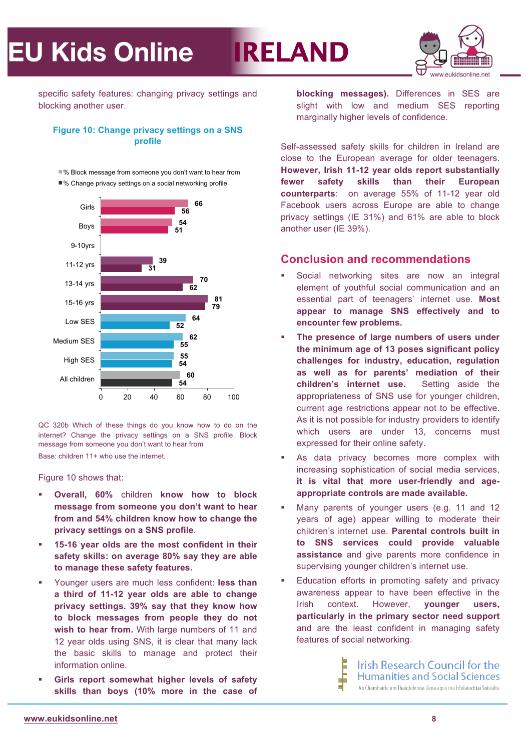specific safety features: changing privacy settings and blocking another user.

**Figure 10: Change privacy settings on a SNS profile**

% Block message from someone you don't want to hear from
% Change privacy settings on a social networking profile

Girls 66 56
Boys 54 51
9-10yrs
11-12 yrs 39 31
13-14 yrs 70 62
15-16 yrs 81 79
Low SES 64 52
Medium SES 62 55
High SES 55 54
All children 60 54

0 20 40 60 80 100

QC 320b Which of these things do you know how to do on the internet? Change the privacy settings on a SNS profile. Block message from someone you don't want to hear from

Base: children 11+ who use the internet.

Figure 10 shows that:

- **Overall, 60%** children **know how to block message from someone you don't want to hear from and 54% children know how to change the privacy settings on a SNS profile**.
- **15-16 year olds are the most confident in their safety skills: on average 80% say they are able to manage these safety features.**
- Younger users are much less confident: **less than a third of 11-12 year olds are able to change privacy settings. 39% say that they know how to block messages from people they do not wish to hear from.** With large numbers of 11 and 12 year olds using SNS, it is clear that many lack the basic skills to manage and protect their information online.
- **Girls report somewhat higher levels of safety skills than boys (10% more in the case of blocking messages).** Differences in SES are slight with low and medium SES reporting marginally higher levels of confidence.

Self-assessed safety skills for children in Ireland are close to the European average for older teenagers. **However, Irish 11-12 year olds report substantially fewer safety skills than their European counterparts**: on average 55% of 11-12 year old Facebook users across Europe are able to change privacy settings (IE 31%) and 61% are able to block another user (IE 39%).

## Conclusion and recommendations

- Social networking sites are now an integral element of youthful social communication and an essential part of teenagers' internet use. **Most appear to manage SNS effectively and to encounter few problems.**
- **The presence of large numbers of users under the minimum age of 13 poses significant policy challenges for industry, education, regulation as well as for parents' mediation of their children's internet use.** Setting aside the appropriateness of SNS use for younger children, current age restrictions appear not to be effective. As it is not possible for industry providers to identify which users are under 13, concerns must expressed for their online safety.
- As data privacy becomes more complex with increasing sophistication of social media services, **it is vital that more user-friendly and age-appropriate controls are made available.**
- Many parents of younger users (e.g. 11 and 12 years of age) appear willing to moderate their children's internet use. **Parental controls built in to SNS services could provide valuable assistance** and give parents more confidence in supervising younger children's internet use.
- Education efforts in promoting safety and privacy awareness appear to have been effective in the Irish context. However, **younger users, particularly in the primary sector need support** and are the least confident in managing safety features of social networking.

Irish Research Council for the Humanities and Social Sciences
An Chomhairle um Thaighde sna Dána agus sna hEolaíochtaí Sóisialta